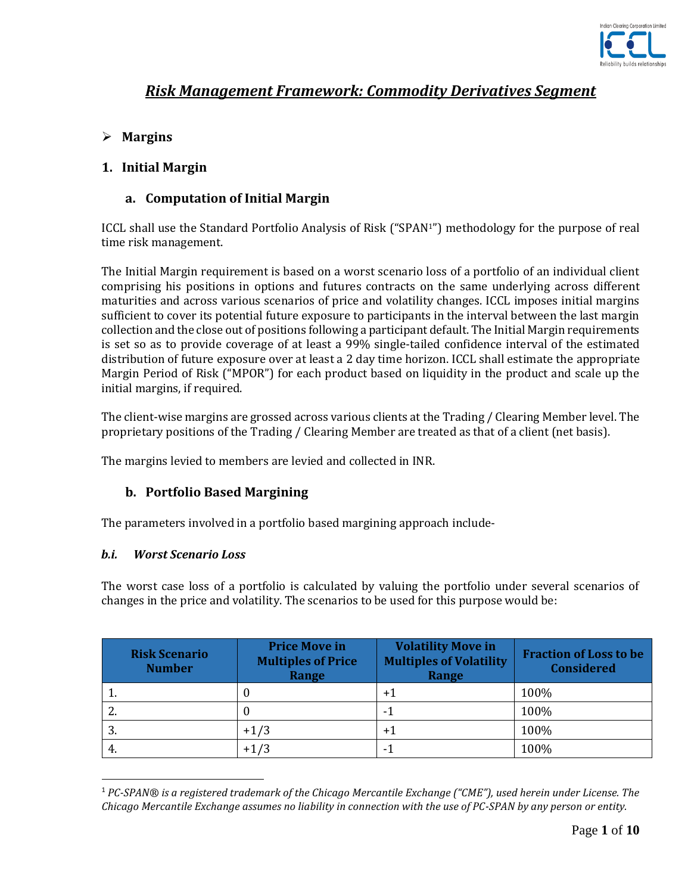# *Risk Management Framework: Commodity Derivatives Segment*

- **Margins**

## 1. Initial Margin

### a. Computation of Initial Margin

ICCL shall use the Standard Portfolio Analysis of Risk ("SPAN[1]") methodology for the purpose of real time risk management.

The Initial Margin requirement is based on a worst scenario loss of a portfolio of an individual client comprising his positions in options and futures contracts on the same underlying across different maturities and across various scenarios of price and volatility changes. ICCL imposes initial margins sufficient to cover its potential future exposure to participants in the interval between the last margin collection and the close out of positions following a participant default. The Initial Margin requirements is set so as to provide coverage of at least a 99% single-tailed confidence interval of the estimated distribution of future exposure over at least a 2 day time horizon. ICCL shall estimate the appropriate Margin Period of Risk ("MPOR") for each product based on liquidity in the product and scale up the initial margins, if required.

The client-wise margins are grossed across various clients at the Trading / Clearing Member level. The proprietary positions of the Trading / Clearing Member are treated as that of a client (net basis).

The margins levied to members are levied and collected in INR.

### b. Portfolio Based Margining

The parameters involved in a portfolio based margining approach include-

#### *b.i. Worst Scenario Loss*

The worst case loss of a portfolio is calculated by valuing the portfolio under several scenarios of changes in the price and volatility. The scenarios to be used for this purpose would be:

| Risk Scenario Number | Price Move in Multiples of Price Range | Volatility Move in Multiples of Volatility Range | Fraction of Loss to be Considered |
|---|---|---|---|
| 1. | 0 | +1 | 100% |
| 2. | 0 | -1 | 100% |
| 3. | +1/3 | +1 | 100% |
| 4. | +1/3 | -1 | 100% |

[1] *PC-SPAN® is a registered trademark of the Chicago Mercantile Exchange ("CME"), used herein under License. The Chicago Mercantile Exchange assumes no liability in connection with the use of PC-SPAN by any person or entity.*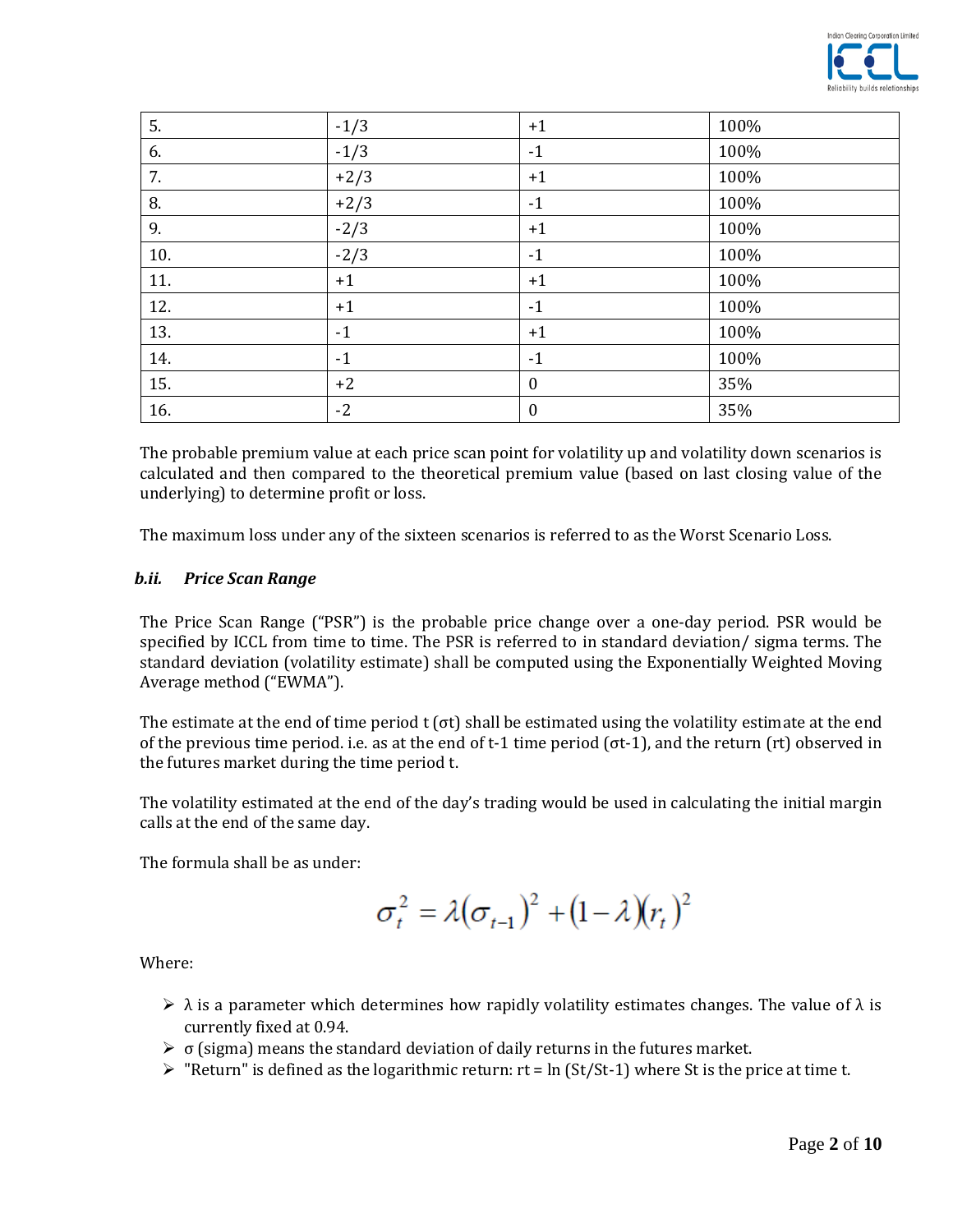| 5. | -1/3 | +1 | 100% |
|---|---|---|---|
| 6. | -1/3 | -1 | 100% |
| 7. | +2/3 | +1 | 100% |
| 8. | +2/3 | -1 | 100% |
| 9. | -2/3 | +1 | 100% |
| 10. | -2/3 | -1 | 100% |
| 11. | +1 | +1 | 100% |
| 12. | +1 | -1 | 100% |
| 13. | -1 | +1 | 100% |
| 14. | -1 | -1 | 100% |
| 15. | +2 | 0 | 35% |
| 16. | -2 | 0 | 35% |

The probable premium value at each price scan point for volatility up and volatility down scenarios is calculated and then compared to the theoretical premium value (based on last closing value of the underlying) to determine profit or loss.

The maximum loss under any of the sixteen scenarios is referred to as the Worst Scenario Loss.

#### *b.ii. Price Scan Range*

The Price Scan Range ("PSR") is the probable price change over a one-day period. PSR would be specified by ICCL from time to time. The PSR is referred to in standard deviation/ sigma terms. The standard deviation (volatility estimate) shall be computed using the Exponentially Weighted Moving Average method ("EWMA").

The estimate at the end of time period t ($\sigma_t$) shall be estimated using the volatility estimate at the end of the previous time period. i.e. as at the end of t-1 time period ($\sigma_{t-1}$), and the return ($r_t$) observed in the futures market during the time period t.

The volatility estimated at the end of the day's trading would be used in calculating the initial margin calls at the end of the same day.

The formula shall be as under:

$$\sigma_t^2 = \lambda(\sigma_{t-1})^2 + (1-\lambda)(r_t)^2$$

Where:

- λ is a parameter which determines how rapidly volatility estimates changes. The value of λ is currently fixed at 0.94.
- σ (sigma) means the standard deviation of daily returns in the futures market.
- "Return" is defined as the logarithmic return: $r_t = \ln(S_t/S_{t-1})$ where $S_t$ is the price at time t.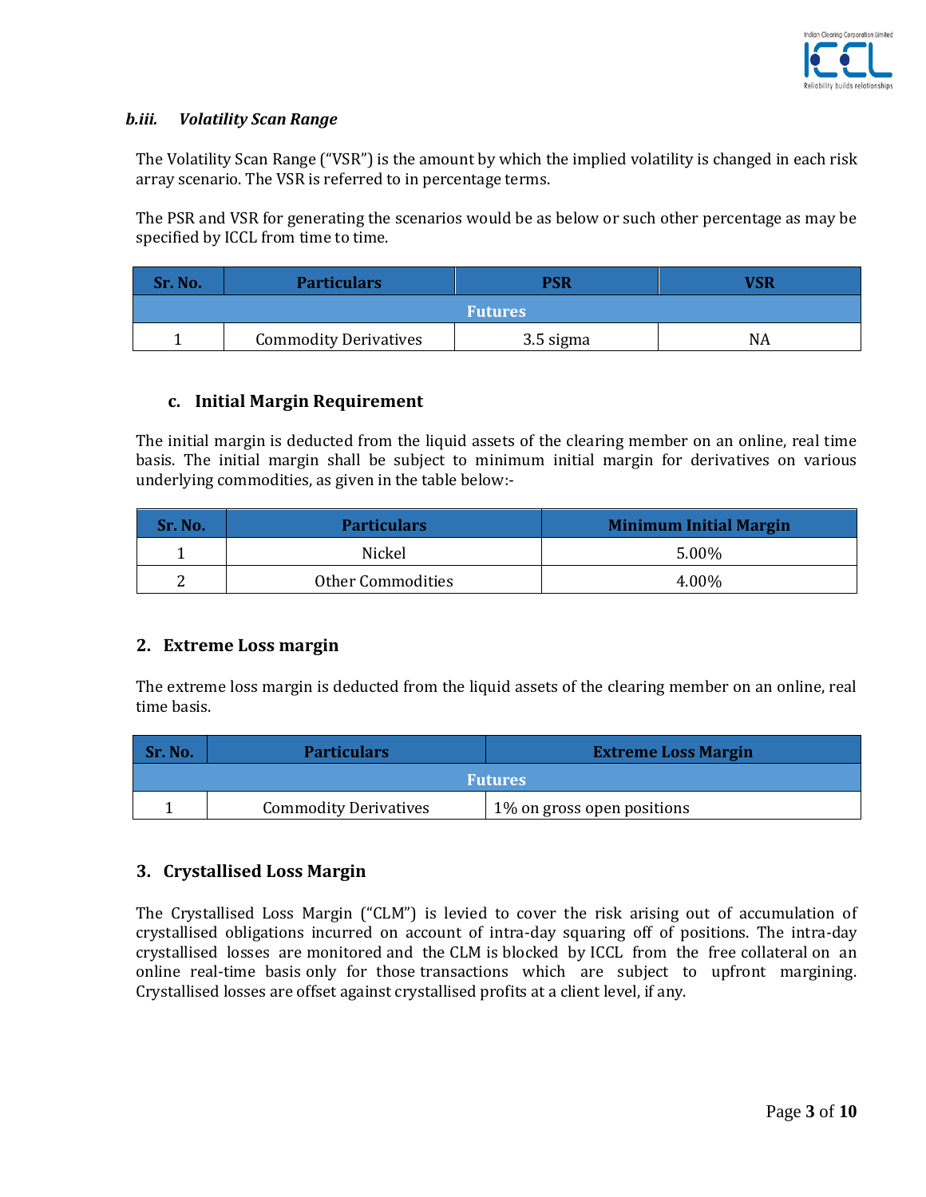#### *b.iii. Volatility Scan Range*

The Volatility Scan Range ("VSR") is the amount by which the implied volatility is changed in each risk array scenario. The VSR is referred to in percentage terms.

The PSR and VSR for generating the scenarios would be as below or such other percentage as may be specified by ICCL from time to time.

| Sr. No. | Particulars | PSR | VSR |
|---|---|---|---|
| **Futures** | | | |
| 1 | Commodity Derivatives | 3.5 sigma | NA |

### c. Initial Margin Requirement

The initial margin is deducted from the liquid assets of the clearing member on an online, real time basis. The initial margin shall be subject to minimum initial margin for derivatives on various underlying commodities, as given in the table below:-

| Sr. No. | Particulars | Minimum Initial Margin |
|---|---|---|
| 1 | Nickel | 5.00% |
| 2 | Other Commodities | 4.00% |

## 2. Extreme Loss margin

The extreme loss margin is deducted from the liquid assets of the clearing member on an online, real time basis.

| Sr. No. | Particulars | Extreme Loss Margin |
|---|---|---|
| **Futures** | | |
| 1 | Commodity Derivatives | 1% on gross open positions |

## 3. Crystallised Loss Margin

The Crystallised Loss Margin ("CLM") is levied to cover the risk arising out of accumulation of crystallised obligations incurred on account of intra-day squaring off of positions. The intra-day crystallised losses are monitored and the CLM is blocked by ICCL from the free collateral on an online real-time basis only for those transactions which are subject to upfront margining. Crystallised losses are offset against crystallised profits at a client level, if any.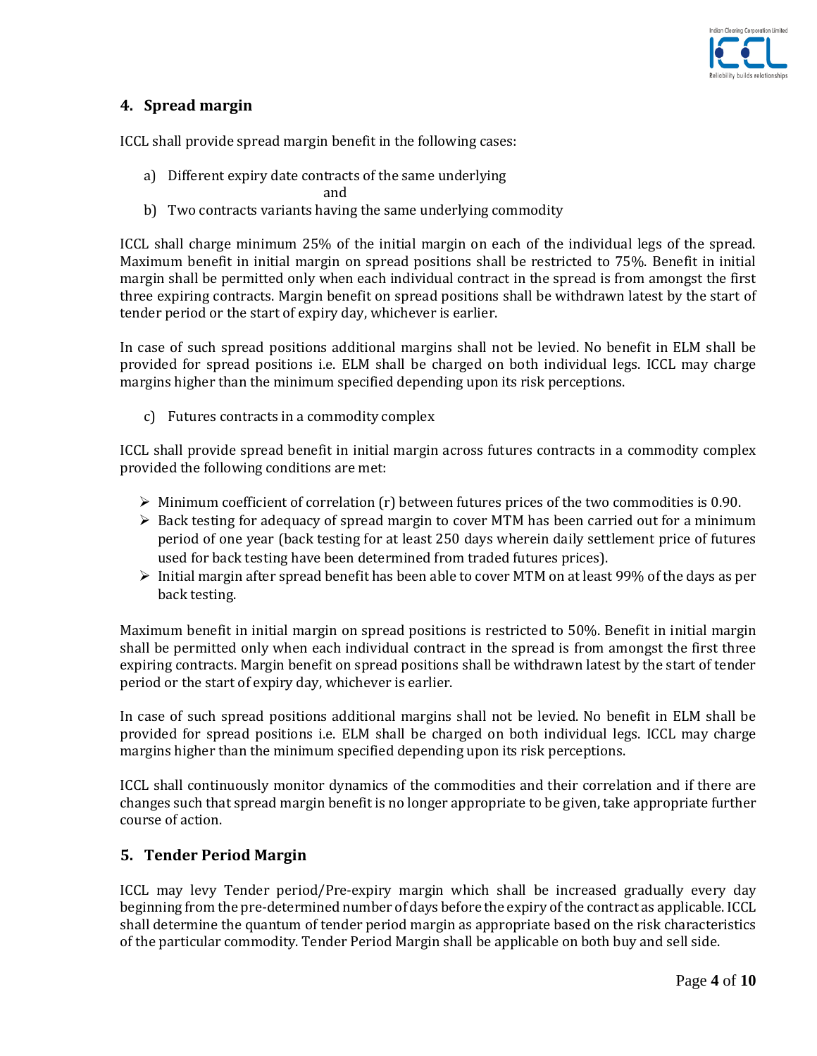## 4. Spread margin

ICCL shall provide spread margin benefit in the following cases:

a) Different expiry date contracts of the same underlying

and

b) Two contracts variants having the same underlying commodity

ICCL shall charge minimum 25% of the initial margin on each of the individual legs of the spread. Maximum benefit in initial margin on spread positions shall be restricted to 75%. Benefit in initial margin shall be permitted only when each individual contract in the spread is from amongst the first three expiring contracts. Margin benefit on spread positions shall be withdrawn latest by the start of tender period or the start of expiry day, whichever is earlier.

In case of such spread positions additional margins shall not be levied. No benefit in ELM shall be provided for spread positions i.e. ELM shall be charged on both individual legs. ICCL may charge margins higher than the minimum specified depending upon its risk perceptions.

c) Futures contracts in a commodity complex

ICCL shall provide spread benefit in initial margin across futures contracts in a commodity complex provided the following conditions are met:

- Minimum coefficient of correlation (r) between futures prices of the two commodities is 0.90.
- Back testing for adequacy of spread margin to cover MTM has been carried out for a minimum period of one year (back testing for at least 250 days wherein daily settlement price of futures used for back testing have been determined from traded futures prices).
- Initial margin after spread benefit has been able to cover MTM on at least 99% of the days as per back testing.

Maximum benefit in initial margin on spread positions is restricted to 50%. Benefit in initial margin shall be permitted only when each individual contract in the spread is from amongst the first three expiring contracts. Margin benefit on spread positions shall be withdrawn latest by the start of tender period or the start of expiry day, whichever is earlier.

In case of such spread positions additional margins shall not be levied. No benefit in ELM shall be provided for spread positions i.e. ELM shall be charged on both individual legs. ICCL may charge margins higher than the minimum specified depending upon its risk perceptions.

ICCL shall continuously monitor dynamics of the commodities and their correlation and if there are changes such that spread margin benefit is no longer appropriate to be given, take appropriate further course of action.

## 5. Tender Period Margin

ICCL may levy Tender period/Pre-expiry margin which shall be increased gradually every day beginning from the pre-determined number of days before the expiry of the contract as applicable. ICCL shall determine the quantum of tender period margin as appropriate based on the risk characteristics of the particular commodity. Tender Period Margin shall be applicable on both buy and sell side.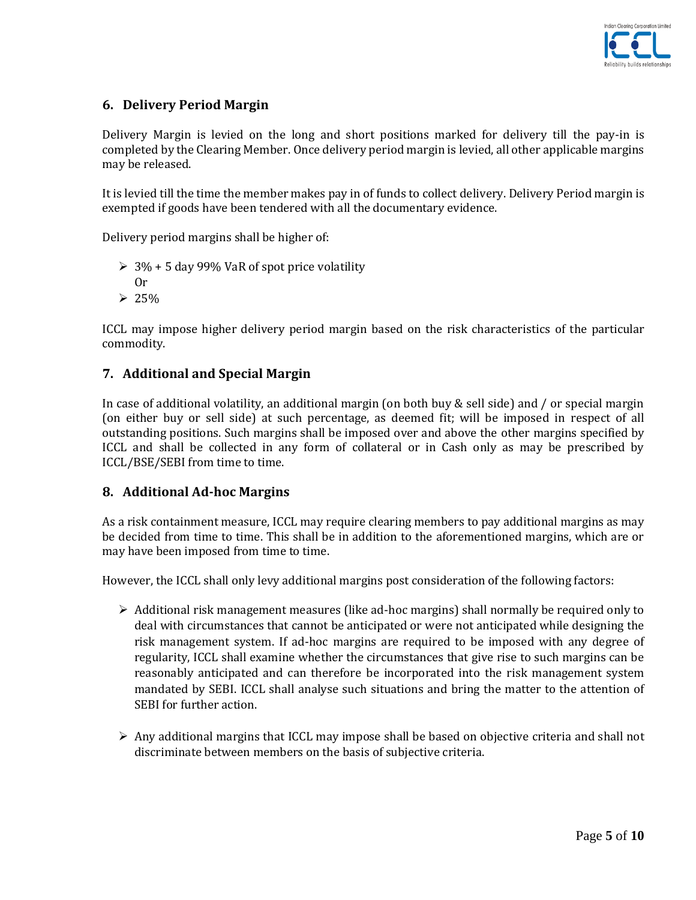## 6. Delivery Period Margin

Delivery Margin is levied on the long and short positions marked for delivery till the pay-in is completed by the Clearing Member. Once delivery period margin is levied, all other applicable margins may be released.

It is levied till the time the member makes pay in of funds to collect delivery. Delivery Period margin is exempted if goods have been tendered with all the documentary evidence.

Delivery period margins shall be higher of:

- 3% + 5 day 99% VaR of spot price volatility
  Or
- 25%

ICCL may impose higher delivery period margin based on the risk characteristics of the particular commodity.

## 7. Additional and Special Margin

In case of additional volatility, an additional margin (on both buy & sell side) and / or special margin (on either buy or sell side) at such percentage, as deemed fit; will be imposed in respect of all outstanding positions. Such margins shall be imposed over and above the other margins specified by ICCL and shall be collected in any form of collateral or in Cash only as may be prescribed by ICCL/BSE/SEBI from time to time.

## 8. Additional Ad-hoc Margins

As a risk containment measure, ICCL may require clearing members to pay additional margins as may be decided from time to time. This shall be in addition to the aforementioned margins, which are or may have been imposed from time to time.

However, the ICCL shall only levy additional margins post consideration of the following factors:

- Additional risk management measures (like ad-hoc margins) shall normally be required only to deal with circumstances that cannot be anticipated or were not anticipated while designing the risk management system. If ad-hoc margins are required to be imposed with any degree of regularity, ICCL shall examine whether the circumstances that give rise to such margins can be reasonably anticipated and can therefore be incorporated into the risk management system mandated by SEBI. ICCL shall analyse such situations and bring the matter to the attention of SEBI for further action.

- Any additional margins that ICCL may impose shall be based on objective criteria and shall not discriminate between members on the basis of subjective criteria.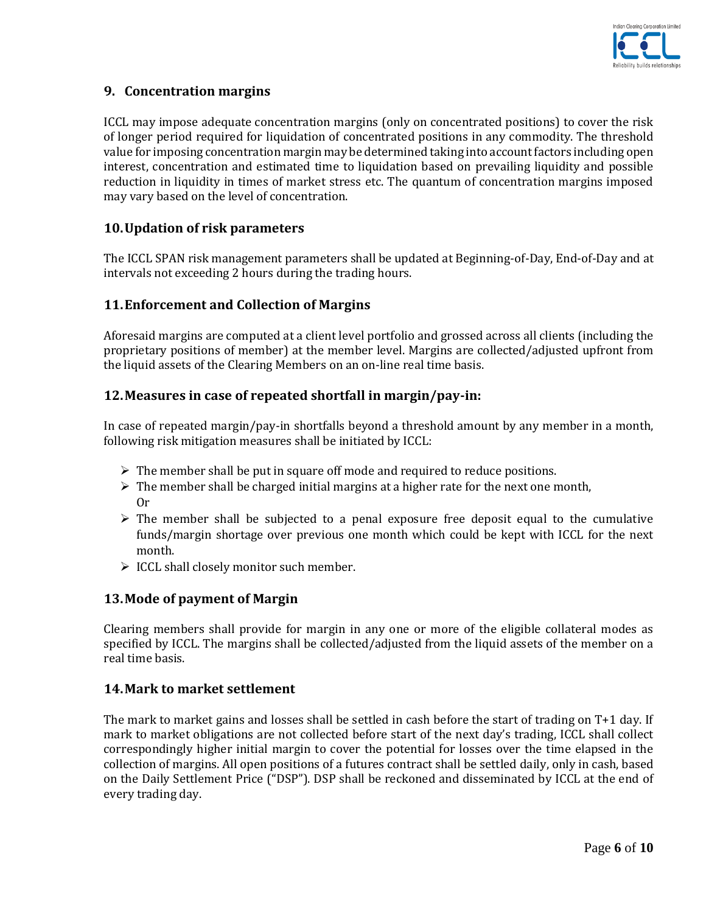## 9. Concentration margins

ICCL may impose adequate concentration margins (only on concentrated positions) to cover the risk of longer period required for liquidation of concentrated positions in any commodity. The threshold value for imposing concentration margin may be determined taking into account factors including open interest, concentration and estimated time to liquidation based on prevailing liquidity and possible reduction in liquidity in times of market stress etc. The quantum of concentration margins imposed may vary based on the level of concentration.

## 10. Updation of risk parameters

The ICCL SPAN risk management parameters shall be updated at Beginning-of-Day, End-of-Day and at intervals not exceeding 2 hours during the trading hours.

## 11. Enforcement and Collection of Margins

Aforesaid margins are computed at a client level portfolio and grossed across all clients (including the proprietary positions of member) at the member level. Margins are collected/adjusted upfront from the liquid assets of the Clearing Members on an on-line real time basis.

## 12. Measures in case of repeated shortfall in margin/pay-in:

In case of repeated margin/pay-in shortfalls beyond a threshold amount by any member in a month, following risk mitigation measures shall be initiated by ICCL:

- The member shall be put in square off mode and required to reduce positions.
- The member shall be charged initial margins at a higher rate for the next one month,
  Or
- The member shall be subjected to a penal exposure free deposit equal to the cumulative funds/margin shortage over previous one month which could be kept with ICCL for the next month.
- ICCL shall closely monitor such member.

## 13. Mode of payment of Margin

Clearing members shall provide for margin in any one or more of the eligible collateral modes as specified by ICCL. The margins shall be collected/adjusted from the liquid assets of the member on a real time basis.

## 14. Mark to market settlement

The mark to market gains and losses shall be settled in cash before the start of trading on T+1 day. If mark to market obligations are not collected before start of the next day's trading, ICCL shall collect correspondingly higher initial margin to cover the potential for losses over the time elapsed in the collection of margins. All open positions of a futures contract shall be settled daily, only in cash, based on the Daily Settlement Price ("DSP"). DSP shall be reckoned and disseminated by ICCL at the end of every trading day.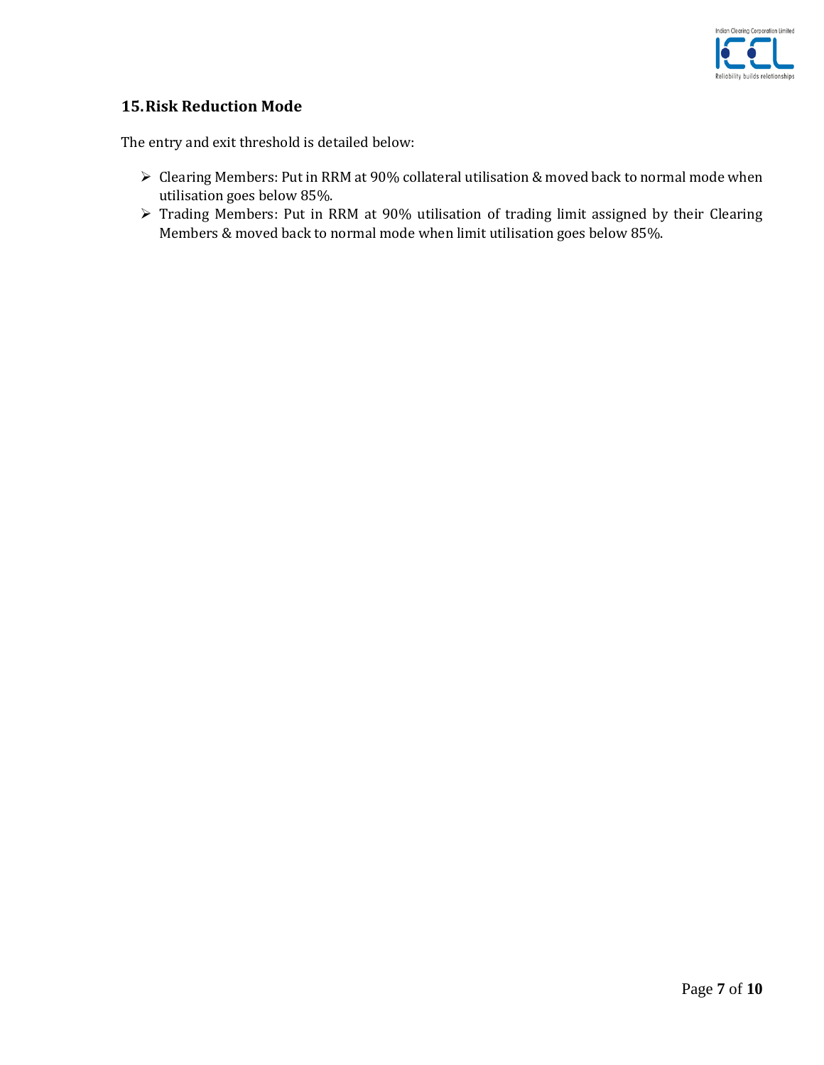## 15. Risk Reduction Mode

The entry and exit threshold is detailed below:

- Clearing Members: Put in RRM at 90% collateral utilisation & moved back to normal mode when utilisation goes below 85%.
- Trading Members: Put in RRM at 90% utilisation of trading limit assigned by their Clearing Members & moved back to normal mode when limit utilisation goes below 85%.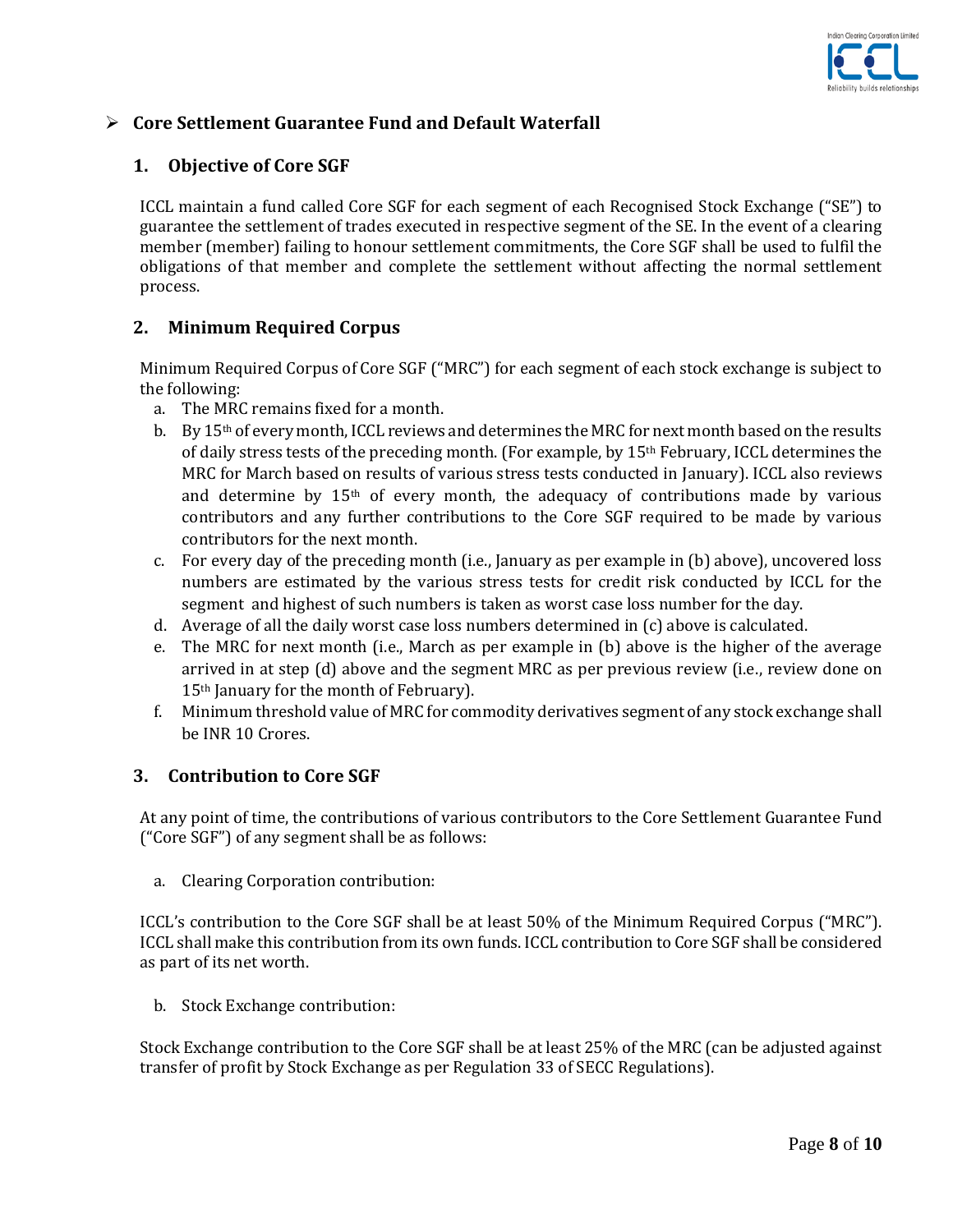## Core Settlement Guarantee Fund and Default Waterfall

### 1. Objective of Core SGF

ICCL maintain a fund called Core SGF for each segment of each Recognised Stock Exchange ("SE") to guarantee the settlement of trades executed in respective segment of the SE. In the event of a clearing member (member) failing to honour settlement commitments, the Core SGF shall be used to fulfil the obligations of that member and complete the settlement without affecting the normal settlement process.

### 2. Minimum Required Corpus

Minimum Required Corpus of Core SGF ("MRC") for each segment of each stock exchange is subject to the following:

a. The MRC remains fixed for a month.
b. By 15th of every month, ICCL reviews and determines the MRC for next month based on the results of daily stress tests of the preceding month. (For example, by 15th February, ICCL determines the MRC for March based on results of various stress tests conducted in January). ICCL also reviews and determine by 15th of every month, the adequacy of contributions made by various contributors and any further contributions to the Core SGF required to be made by various contributors for the next month.
c. For every day of the preceding month (i.e., January as per example in (b) above), uncovered loss numbers are estimated by the various stress tests for credit risk conducted by ICCL for the segment and highest of such numbers is taken as worst case loss number for the day.
d. Average of all the daily worst case loss numbers determined in (c) above is calculated.
e. The MRC for next month (i.e., March as per example in (b) above is the higher of the average arrived in at step (d) above and the segment MRC as per previous review (i.e., review done on 15th January for the month of February).
f. Minimum threshold value of MRC for commodity derivatives segment of any stock exchange shall be INR 10 Crores.

### 3. Contribution to Core SGF

At any point of time, the contributions of various contributors to the Core Settlement Guarantee Fund ("Core SGF") of any segment shall be as follows:

a. Clearing Corporation contribution:

ICCL's contribution to the Core SGF shall be at least 50% of the Minimum Required Corpus ("MRC"). ICCL shall make this contribution from its own funds. ICCL contribution to Core SGF shall be considered as part of its net worth.

b. Stock Exchange contribution:

Stock Exchange contribution to the Core SGF shall be at least 25% of the MRC (can be adjusted against transfer of profit by Stock Exchange as per Regulation 33 of SECC Regulations).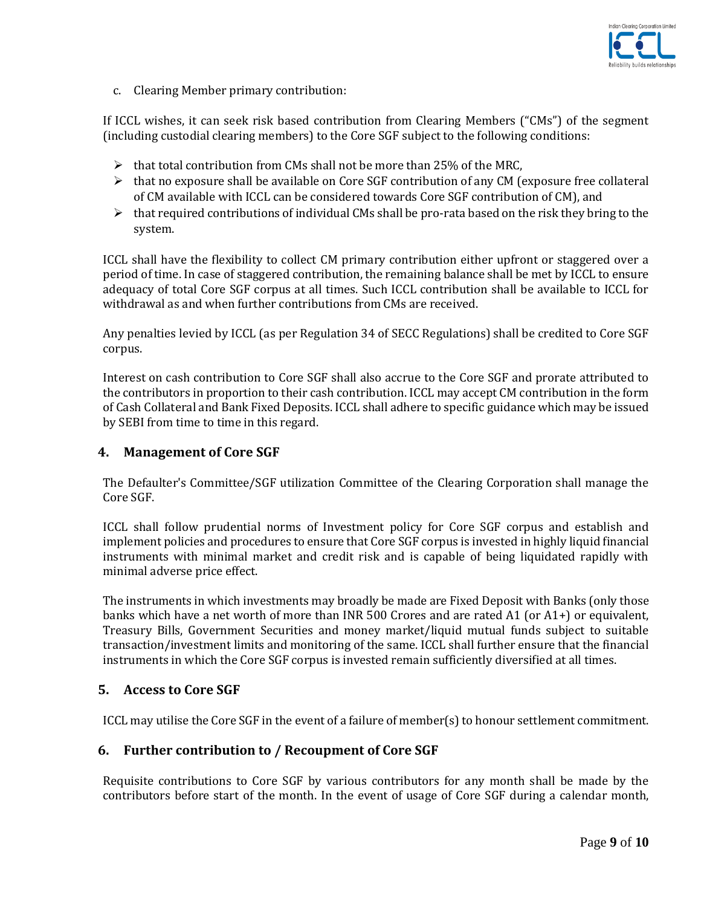c. Clearing Member primary contribution:

If ICCL wishes, it can seek risk based contribution from Clearing Members ("CMs") of the segment (including custodial clearing members) to the Core SGF subject to the following conditions:

- that total contribution from CMs shall not be more than 25% of the MRC,
- that no exposure shall be available on Core SGF contribution of any CM (exposure free collateral of CM available with ICCL can be considered towards Core SGF contribution of CM), and
- that required contributions of individual CMs shall be pro-rata based on the risk they bring to the system.

ICCL shall have the flexibility to collect CM primary contribution either upfront or staggered over a period of time. In case of staggered contribution, the remaining balance shall be met by ICCL to ensure adequacy of total Core SGF corpus at all times. Such ICCL contribution shall be available to ICCL for withdrawal as and when further contributions from CMs are received.

Any penalties levied by ICCL (as per Regulation 34 of SECC Regulations) shall be credited to Core SGF corpus.

Interest on cash contribution to Core SGF shall also accrue to the Core SGF and prorate attributed to the contributors in proportion to their cash contribution. ICCL may accept CM contribution in the form of Cash Collateral and Bank Fixed Deposits. ICCL shall adhere to specific guidance which may be issued by SEBI from time to time in this regard.

## 4. Management of Core SGF

The Defaulter's Committee/SGF utilization Committee of the Clearing Corporation shall manage the Core SGF.

ICCL shall follow prudential norms of Investment policy for Core SGF corpus and establish and implement policies and procedures to ensure that Core SGF corpus is invested in highly liquid financial instruments with minimal market and credit risk and is capable of being liquidated rapidly with minimal adverse price effect.

The instruments in which investments may broadly be made are Fixed Deposit with Banks (only those banks which have a net worth of more than INR 500 Crores and are rated A1 (or A1+) or equivalent, Treasury Bills, Government Securities and money market/liquid mutual funds subject to suitable transaction/investment limits and monitoring of the same. ICCL shall further ensure that the financial instruments in which the Core SGF corpus is invested remain sufficiently diversified at all times.

## 5. Access to Core SGF

ICCL may utilise the Core SGF in the event of a failure of member(s) to honour settlement commitment.

## 6. Further contribution to / Recoupment of Core SGF

Requisite contributions to Core SGF by various contributors for any month shall be made by the contributors before start of the month. In the event of usage of Core SGF during a calendar month,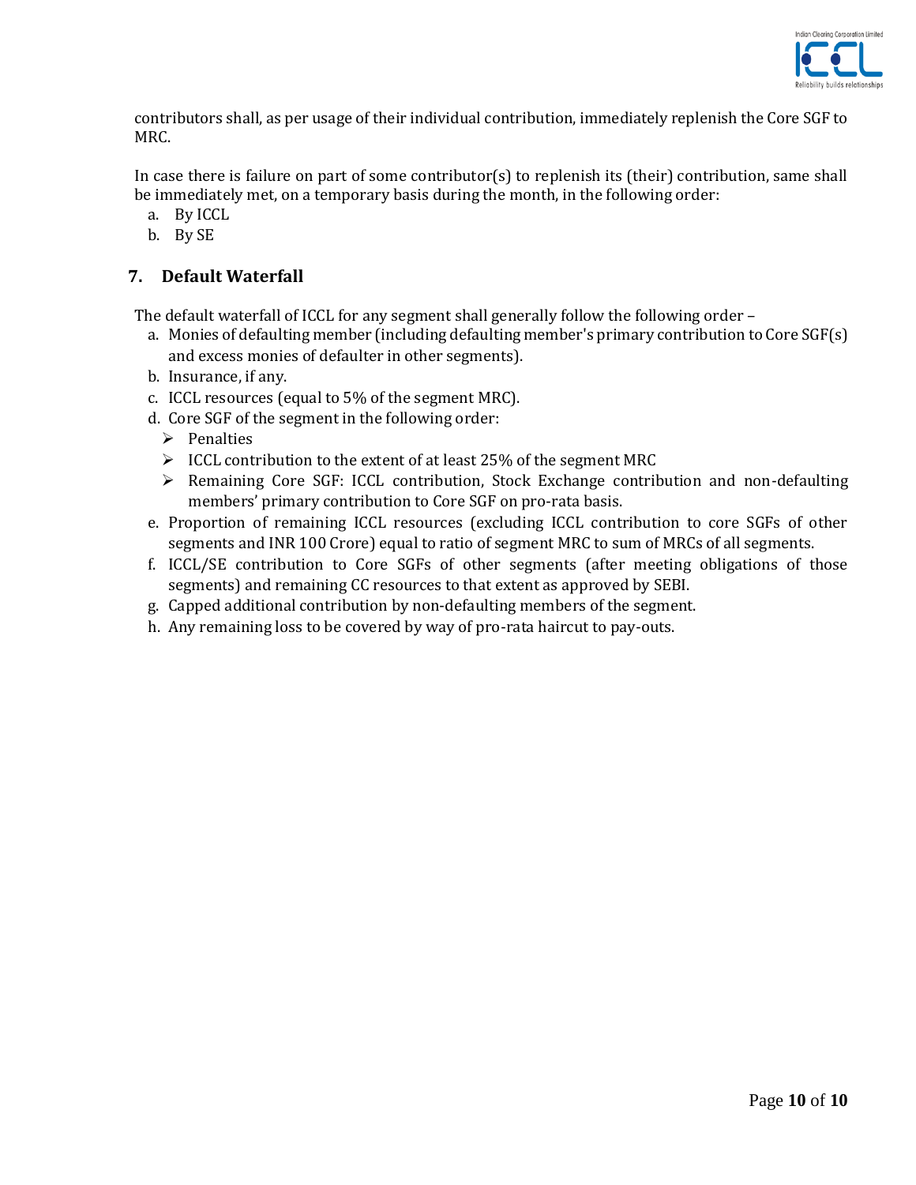contributors shall, as per usage of their individual contribution, immediately replenish the Core SGF to MRC.

In case there is failure on part of some contributor(s) to replenish its (their) contribution, same shall be immediately met, on a temporary basis during the month, in the following order:

a. By ICCL
b. By SE

## 7. Default Waterfall

The default waterfall of ICCL for any segment shall generally follow the following order –

a. Monies of defaulting member (including defaulting member's primary contribution to Core SGF(s) and excess monies of defaulter in other segments).
b. Insurance, if any.
c. ICCL resources (equal to 5% of the segment MRC).
d. Core SGF of the segment in the following order:
   - Penalties
   - ICCL contribution to the extent of at least 25% of the segment MRC
   - Remaining Core SGF: ICCL contribution, Stock Exchange contribution and non-defaulting members' primary contribution to Core SGF on pro-rata basis.
e. Proportion of remaining ICCL resources (excluding ICCL contribution to core SGFs of other segments and INR 100 Crore) equal to ratio of segment MRC to sum of MRCs of all segments.
f. ICCL/SE contribution to Core SGFs of other segments (after meeting obligations of those segments) and remaining CC resources to that extent as approved by SEBI.
g. Capped additional contribution by non-defaulting members of the segment.
h. Any remaining loss to be covered by way of pro-rata haircut to pay-outs.